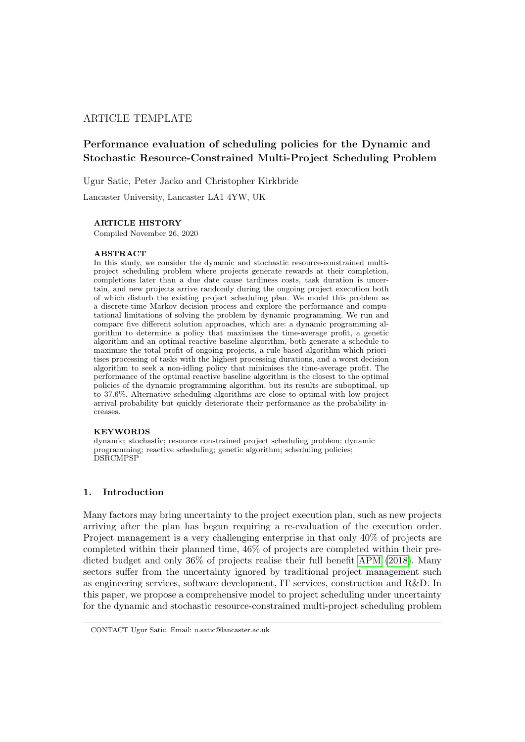ARTICLE TEMPLATE

# Performance evaluation of scheduling policies for the Dynamic and Stochastic Resource-Constrained Multi-Project Scheduling Problem

Ugur Satic, Peter Jacko and Christopher Kirkbride

Lancaster University, Lancaster LA1 4YW, UK

**ARTICLE HISTORY**

Compiled November 26, 2020

**ABSTRACT**

In this study, we consider the dynamic and stochastic resource-constrained multi-project scheduling problem where projects generate rewards at their completion, completions later than a due date cause tardiness costs, task duration is uncertain, and new projects arrive randomly during the ongoing project execution both of which disturb the existing project scheduling plan. We model this problem as a discrete-time Markov decision process and explore the performance and computational limitations of solving the problem by dynamic programming. We run and compare five different solution approaches, which are: a dynamic programming algorithm to determine a policy that maximises the time-average profit, a genetic algorithm and an optimal reactive baseline algorithm, both generate a schedule to maximise the total profit of ongoing projects, a rule-based algorithm which prioritises processing of tasks with the highest processing durations, and a worst decision algorithm to seek a non-idling policy that minimises the time-average profit. The performance of the optimal reactive baseline algorithm is the closest to the optimal policies of the dynamic programming algorithm, but its results are suboptimal, up to 37.6%. Alternative scheduling algorithms are close to optimal with low project arrival probability but quickly deteriorate their performance as the probability increases.

**KEYWORDS**

dynamic; stochastic; resource constrained project scheduling problem; dynamic programming; reactive scheduling; genetic algorithm; scheduling policies; DSRCMPSP

## 1. Introduction

Many factors may bring uncertainty to the project execution plan, such as new projects arriving after the plan has begun requiring a re-evaluation of the execution order. Project management is a very challenging enterprise in that only 40% of projects are completed within their planned time, 46% of projects are completed within their predicted budget and only 36% of projects realise their full benefit APM (2018). Many sectors suffer from the uncertainty ignored by traditional project management such as engineering services, software development, IT services, construction and R&D. In this paper, we propose a comprehensive model to project scheduling under uncertainty for the dynamic and stochastic resource-constrained multi-project scheduling problem

CONTACT Ugur Satic. Email: u.satic@lancaster.ac.uk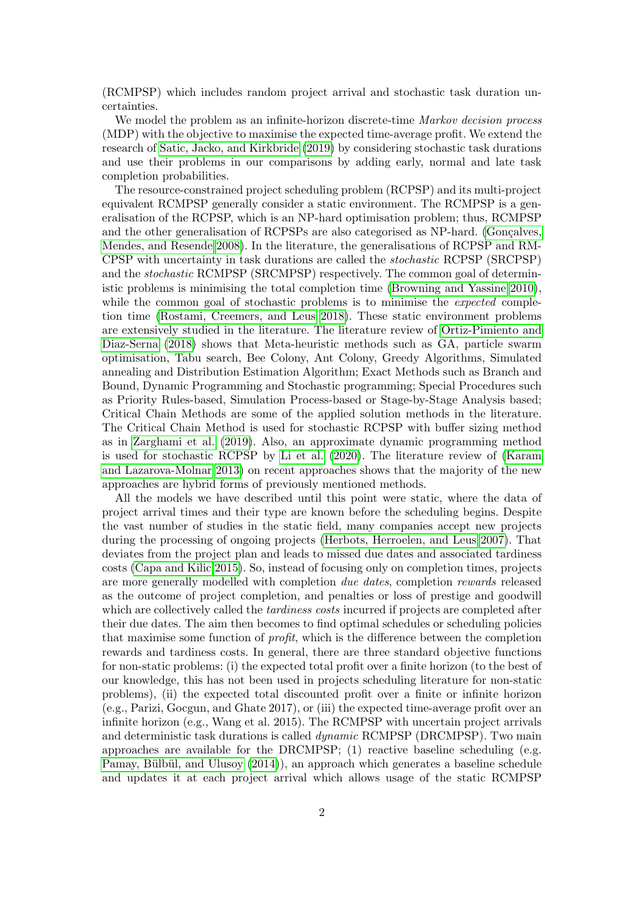(RCMPSP) which includes random project arrival and stochastic task duration uncertainties.

We model the problem as an infinite-horizon discrete-time *Markov decision process* (MDP) with the objective to maximise the expected time-average profit. We extend the research of Satic, Jacko, and Kirkbride (2019) by considering stochastic task durations and use their problems in our comparisons by adding early, normal and late task completion probabilities.

The resource-constrained project scheduling problem (RCPSP) and its multi-project equivalent RCMPSP generally consider a static environment. The RCMPSP is a generalisation of the RCPSP, which is an NP-hard optimisation problem; thus, RCMPSP and the other generalisation of RCPSPs are also categorised as NP-hard. (Gonçalves, Mendes, and Resende 2008). In the literature, the generalisations of RCPSP and RMCPSP with uncertainty in task durations are called the *stochastic* RCPSP (SRCPSP) and the *stochastic* RCMPSP (SRCMPSP) respectively. The common goal of deterministic problems is minimising the total completion time (Browning and Yassine 2010), while the common goal of stochastic problems is to minimise the *expected* completion time (Rostami, Creemers, and Leus 2018). These static environment problems are extensively studied in the literature. The literature review of Ortiz-Pimiento and Diaz-Serna (2018) shows that Meta-heuristic methods such as GA, particle swarm optimisation, Tabu search, Bee Colony, Ant Colony, Greedy Algorithms, Simulated annealing and Distribution Estimation Algorithm; Exact Methods such as Branch and Bound, Dynamic Programming and Stochastic programming; Special Procedures such as Priority Rules-based, Simulation Process-based or Stage-by-Stage Analysis based; Critical Chain Methods are some of the applied solution methods in the literature. The Critical Chain Method is used for stochastic RCPSP with buffer sizing method as in Zarghami et al. (2019). Also, an approximate dynamic programming method is used for stochastic RCPSP by Li et al. (2020). The literature review of (Karam and Lazarova-Molnar 2013) on recent approaches shows that the majority of the new approaches are hybrid forms of previously mentioned methods.

All the models we have described until this point were static, where the data of project arrival times and their type are known before the scheduling begins. Despite the vast number of studies in the static field, many companies accept new projects during the processing of ongoing projects (Herbots, Herroelen, and Leus 2007). That deviates from the project plan and leads to missed due dates and associated tardiness costs (Capa and Kilic 2015). So, instead of focusing only on completion times, projects are more generally modelled with completion *due dates*, completion *rewards* released as the outcome of project completion, and penalties or loss of prestige and goodwill which are collectively called the *tardiness costs* incurred if projects are completed after their due dates. The aim then becomes to find optimal schedules or scheduling policies that maximise some function of *profit*, which is the difference between the completion rewards and tardiness costs. In general, there are three standard objective functions for non-static problems: (i) the expected total profit over a finite horizon (to the best of our knowledge, this has not been used in projects scheduling literature for non-static problems), (ii) the expected total discounted profit over a finite or infinite horizon (e.g., Parizi, Gocgun, and Ghate 2017), or (iii) the expected time-average profit over an infinite horizon (e.g., Wang et al. 2015). The RCMPSP with uncertain project arrivals and deterministic task durations is called *dynamic* RCMPSP (DRCMPSP). Two main approaches are available for the DRCMPSP; (1) reactive baseline scheduling (e.g. Pamay, Bülbül, and Ulusoy (2014)), an approach which generates a baseline schedule and updates it at each project arrival which allows usage of the static RCMPSP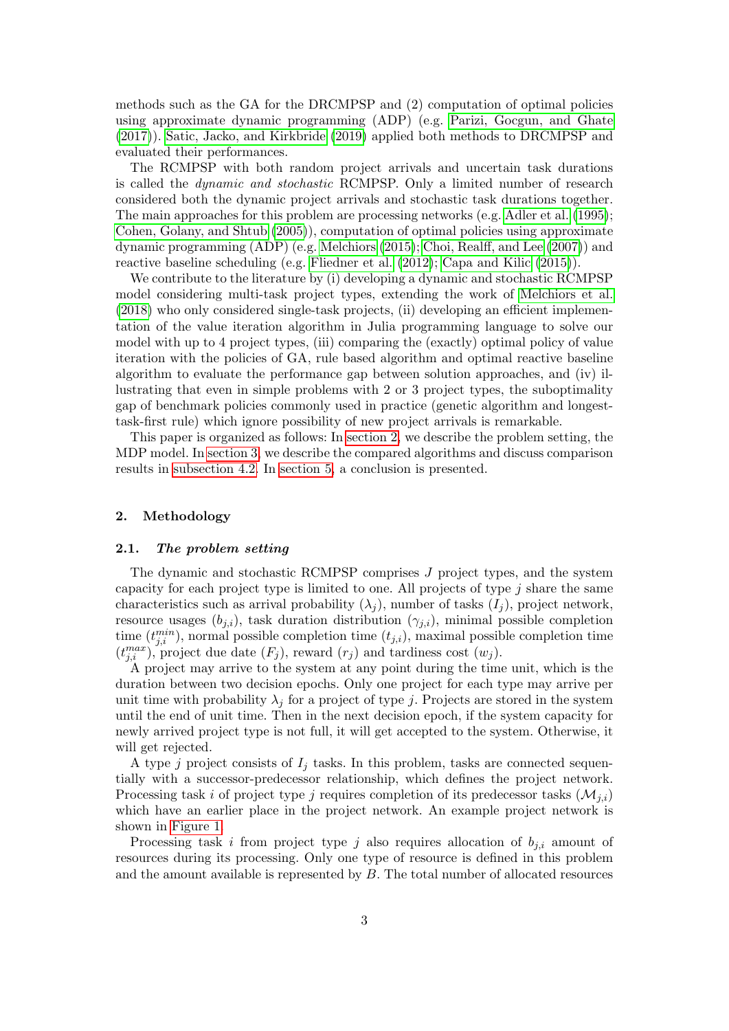methods such as the GA for the DRCMPSP and (2) computation of optimal policies using approximate dynamic programming (ADP) (e.g. Parizi, Gocgun, and Ghate (2017)). Satic, Jacko, and Kirkbride (2019) applied both methods to DRCMPSP and evaluated their performances.

The RCMPSP with both random project arrivals and uncertain task durations is called the *dynamic and stochastic* RCMPSP. Only a limited number of research considered both the dynamic project arrivals and stochastic task durations together. The main approaches for this problem are processing networks (e.g. Adler et al. (1995); Cohen, Golany, and Shtub (2005)), computation of optimal policies using approximate dynamic programming (ADP) (e.g. Melchiors (2015); Choi, Realff, and Lee (2007)) and reactive baseline scheduling (e.g. Fliedner et al. (2012); Capa and Kilic (2015)).

We contribute to the literature by (i) developing a dynamic and stochastic RCMPSP model considering multi-task project types, extending the work of Melchiors et al. (2018) who only considered single-task projects, (ii) developing an efficient implementation of the value iteration algorithm in Julia programming language to solve our model with up to 4 project types, (iii) comparing the (exactly) optimal policy of value iteration with the policies of GA, rule based algorithm and optimal reactive baseline algorithm to evaluate the performance gap between solution approaches, and (iv) illustrating that even in simple problems with 2 or 3 project types, the suboptimality gap of benchmark policies commonly used in practice (genetic algorithm and longest-task-first rule) which ignore possibility of new project arrivals is remarkable.

This paper is organized as follows: In section 2, we describe the problem setting, the MDP model. In section 3, we describe the compared algorithms and discuss comparison results in subsection 4.2. In section 5, a conclusion is presented.

## 2. Methodology

### 2.1. *The problem setting*

The dynamic and stochastic RCMPSP comprises $J$ project types, and the system capacity for each project type is limited to one. All projects of type $j$ share the same characteristics such as arrival probability ($\lambda_j$), number of tasks ($I_j$), project network, resource usages ($b_{j,i}$), task duration distribution ($\gamma_{j,i}$), minimal possible completion time ($t_{j,i}^{min}$), normal possible completion time ($t_{j,i}$), maximal possible completion time ($t_{j,i}^{max}$), project due date ($F_j$), reward ($r_j$) and tardiness cost ($w_j$).

A project may arrive to the system at any point during the time unit, which is the duration between two decision epochs. Only one project for each type may arrive per unit time with probability $\lambda_j$ for a project of type $j$. Projects are stored in the system until the end of unit time. Then in the next decision epoch, if the system capacity for newly arrived project type is not full, it will get accepted to the system. Otherwise, it will get rejected.

A type $j$ project consists of $I_j$ tasks. In this problem, tasks are connected sequentially with a successor-predecessor relationship, which defines the project network. Processing task $i$ of project type $j$ requires completion of its predecessor tasks ($\mathcal{M}_{j,i}$) which have an earlier place in the project network. An example project network is shown in Figure 1.

Processing task $i$ from project type $j$ also requires allocation of $b_{j,i}$ amount of resources during its processing. Only one type of resource is defined in this problem and the amount available is represented by $B$. The total number of allocated resources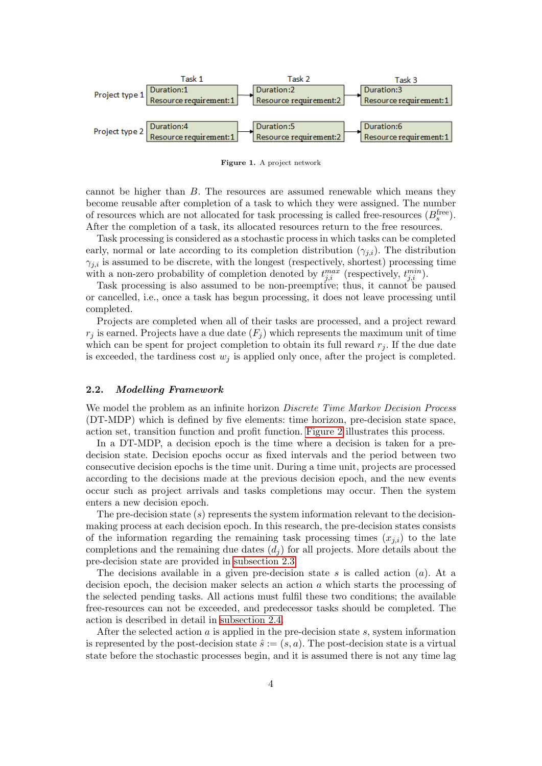| | Task 1 | Task 2 | Task 3 |
|---|---|---|---|
| Project type 1 | Duration:1<br>Resource requirement:1 | Duration:2<br>Resource requirement:2 | Duration:3<br>Resource requirement:1 |
| Project type 2 | Duration:4<br>Resource requirement:1 | Duration:5<br>Resource requirement:2 | Duration:6<br>Resource requirement:1 |

**Figure 1.** A project network

cannot be higher than $B$. The resources are assumed renewable which means they become reusable after completion of a task to which they were assigned. The number of resources which are not allocated for task processing is called free-resources ($B_s^{\text{free}}$). After the completion of a task, its allocated resources return to the free resources.

Task processing is considered as a stochastic process in which tasks can be completed early, normal or late according to its completion distribution ($\gamma_{j,i}$). The distribution $\gamma_{j,i}$ is assumed to be discrete, with the longest (respectively, shortest) processing time with a non-zero probability of completion denoted by $t_{j,i}^{max}$ (respectively, $t_{j,i}^{min}$).

Task processing is also assumed to be non-preemptive; thus, it cannot be paused or cancelled, i.e., once a task has begun processing, it does not leave processing until completed.

Projects are completed when all of their tasks are processed, and a project reward $r_j$ is earned. Projects have a due date ($F_j$) which represents the maximum unit of time which can be spent for project completion to obtain its full reward $r_j$. If the due date is exceeded, the tardiness cost $w_j$ is applied only once, after the project is completed.

### 2.2. *Modelling Framework*

We model the problem as an infinite horizon *Discrete Time Markov Decision Process* (DT-MDP) which is defined by five elements: time horizon, pre-decision state space, action set, transition function and profit function. Figure 2 illustrates this process.

In a DT-MDP, a decision epoch is the time where a decision is taken for a pre-decision state. Decision epochs occur as fixed intervals and the period between two consecutive decision epochs is the time unit. During a time unit, projects are processed according to the decisions made at the previous decision epoch, and the new events occur such as project arrivals and tasks completions may occur. Then the system enters a new decision epoch.

The pre-decision state ($s$) represents the system information relevant to the decision-making process at each decision epoch. In this research, the pre-decision states consists of the information regarding the remaining task processing times ($x_{j,i}$) to the late completions and the remaining due dates ($d_j$) for all projects. More details about the pre-decision state are provided in subsection 2.3.

The decisions available in a given pre-decision state $s$ is called action ($a$). At a decision epoch, the decision maker selects an action $a$ which starts the processing of the selected pending tasks. All actions must fulfil these two conditions; the available free-resources can not be exceeded, and predecessor tasks should be completed. The action is described in detail in subsection 2.4.

After the selected action $a$ is applied in the pre-decision state $s$, system information is represented by the post-decision state $\hat{s} := (s, a)$. The post-decision state is a virtual state before the stochastic processes begin, and it is assumed there is not any time lag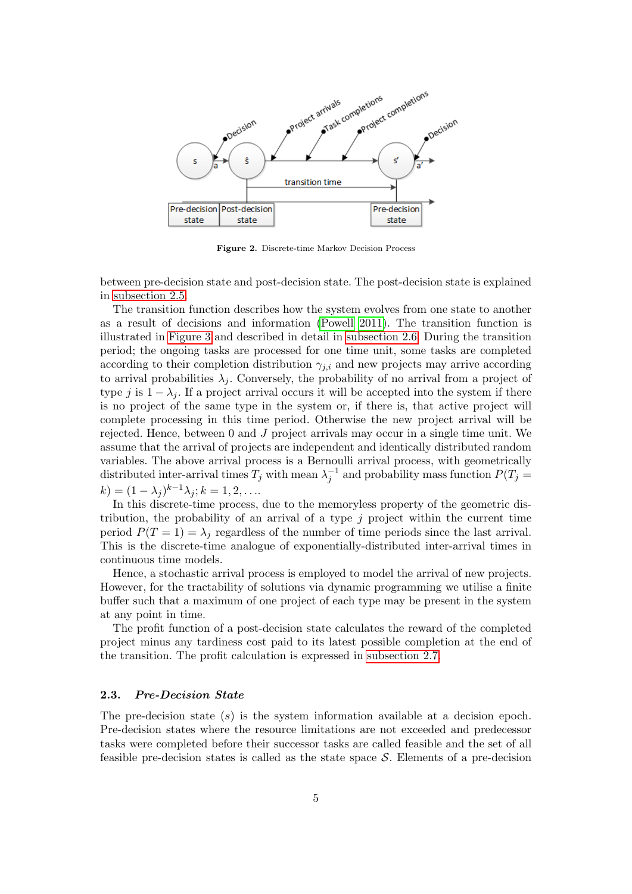**Figure 2.** Discrete-time Markov Decision Process

between pre-decision state and post-decision state. The post-decision state is explained in subsection 2.5.

The transition function describes how the system evolves from one state to another as a result of decisions and information (Powell 2011). The transition function is illustrated in Figure 3 and described in detail in subsection 2.6. During the transition period; the ongoing tasks are processed for one time unit, some tasks are completed according to their completion distribution $\gamma_{j,i}$ and new projects may arrive according to arrival probabilities $\lambda_j$. Conversely, the probability of no arrival from a project of type $j$ is $1 - \lambda_j$. If a project arrival occurs it will be accepted into the system if there is no project of the same type in the system or, if there is, that active project will complete processing in this time period. Otherwise the new project arrival will be rejected. Hence, between 0 and $J$ project arrivals may occur in a single time unit. We assume that the arrival of projects are independent and identically distributed random variables. The above arrival process is a Bernoulli arrival process, with geometrically distributed inter-arrival times $T_j$ with mean $\lambda_j^{-1}$ and probability mass function $P(T_j = k) = (1 - \lambda_j)^{k-1}\lambda_j; k = 1, 2, \ldots$.

In this discrete-time process, due to the memoryless property of the geometric distribution, the probability of an arrival of a type $j$ project within the current time period $P(T = 1) = \lambda_j$ regardless of the number of time periods since the last arrival. This is the discrete-time analogue of exponentially-distributed inter-arrival times in continuous time models.

Hence, a stochastic arrival process is employed to model the arrival of new projects. However, for the tractability of solutions via dynamic programming we utilise a finite buffer such that a maximum of one project of each type may be present in the system at any point in time.

The profit function of a post-decision state calculates the reward of the completed project minus any tardiness cost paid to its latest possible completion at the end of the transition. The profit calculation is expressed in subsection 2.7.

### 2.3. *Pre-Decision State*

The pre-decision state ($s$) is the system information available at a decision epoch. Pre-decision states where the resource limitations are not exceeded and predecessor tasks were completed before their successor tasks are called feasible and the set of all feasible pre-decision states is called as the state space $\mathcal{S}$. Elements of a pre-decision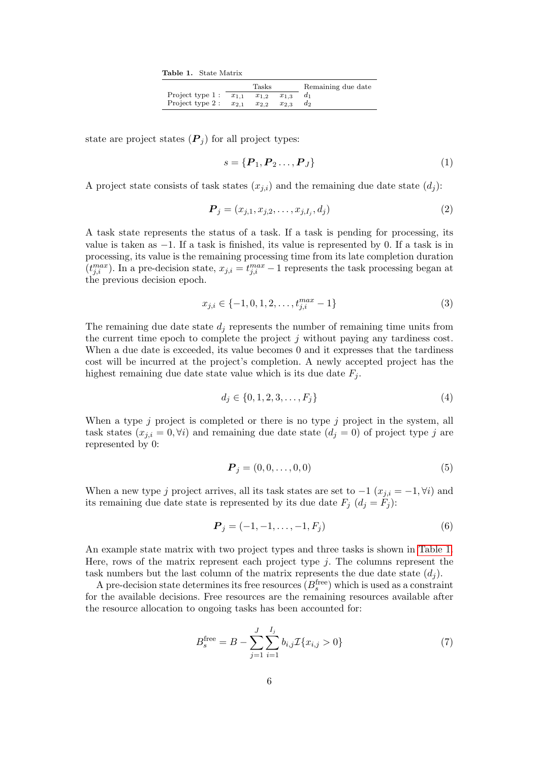**Table 1.** State Matrix

| | Tasks | | | Remaining due date |
|---|---|---|---|---|
| Project type 1 : | $x_{1,1}$ | $x_{1,2}$ | $x_{1,3}$ | $d_1$ |
| Project type 2 : | $x_{2,1}$ | $x_{2,2}$ | $x_{2,3}$ | $d_2$ |

state are project states ($\boldsymbol{P}_j$) for all project types:

$$s = \{\boldsymbol{P}_1, \boldsymbol{P}_2 \ldots, \boldsymbol{P}_J\} \tag{1}$$

A project state consists of task states ($x_{j,i}$) and the remaining due date state ($d_j$):

$$\boldsymbol{P}_j = (x_{j,1}, x_{j,2}, \ldots, x_{j,I_j}, d_j) \tag{2}$$

A task state represents the status of a task. If a task is pending for processing, its value is taken as $-1$. If a task is finished, its value is represented by 0. If a task is in processing, its value is the remaining processing time from its late completion duration ($t_{j,i}^{max}$). In a pre-decision state, $x_{j,i} = t_{j,i}^{max} - 1$ represents the task processing began at the previous decision epoch.

$$x_{j,i} \in \{-1, 0, 1, 2, \ldots, t_{j,i}^{max} - 1\} \tag{3}$$

The remaining due date state $d_j$ represents the number of remaining time units from the current time epoch to complete the project $j$ without paying any tardiness cost. When a due date is exceeded, its value becomes 0 and it expresses that the tardiness cost will be incurred at the project's completion. A newly accepted project has the highest remaining due date state value which is its due date $F_j$.

$$d_j \in \{0, 1, 2, 3, \ldots, F_j\} \tag{4}$$

When a type $j$ project is completed or there is no type $j$ project in the system, all task states ($x_{j,i} = 0, \forall i$) and remaining due date state ($d_j = 0$) of project type $j$ are represented by 0:

$$\boldsymbol{P}_j = (0, 0, \ldots, 0, 0) \tag{5}$$

When a new type $j$ project arrives, all its task states are set to $-1$ ($x_{j,i} = -1, \forall i$) and its remaining due date state is represented by its due date $F_j$ ($d_j = F_j$):

$$\boldsymbol{P}_j = (-1, -1, \ldots, -1, F_j) \tag{6}$$

An example state matrix with two project types and three tasks is shown in Table 1. Here, rows of the matrix represent each project type $j$. The columns represent the task numbers but the last column of the matrix represents the due date state ($d_j$).

A pre-decision state determines its free resources ($B_s^{\text{free}}$) which is used as a constraint for the available decisions. Free resources are the remaining resources available after the resource allocation to ongoing tasks has been accounted for:

$$B_s^{\text{free}} = B - \sum_{j=1}^{J} \sum_{i=1}^{I_j} b_{i,j} \mathcal{I}\{x_{i,j} > 0\} \tag{7}$$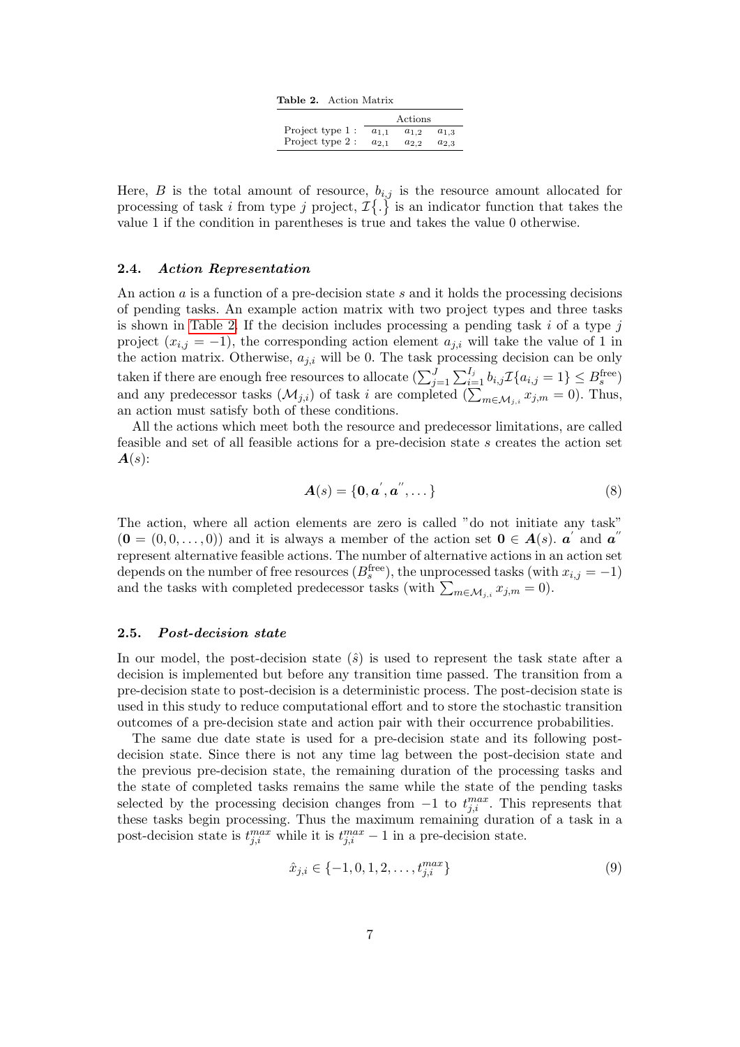**Table 2.** Action Matrix

| | Actions | | |
|---|---|---|---|
| Project type 1 : | $a_{1,1}$ | $a_{1,2}$ | $a_{1,3}$ |
| Project type 2 : | $a_{2,1}$ | $a_{2,2}$ | $a_{2,3}$ |

Here, $B$ is the total amount of resource, $b_{i,j}$ is the resource amount allocated for processing of task $i$ from type $j$ project, $\mathcal{I}\{.\}$ is an indicator function that takes the value 1 if the condition in parentheses is true and takes the value 0 otherwise.

### 2.4. *Action Representation*

An action $a$ is a function of a pre-decision state $s$ and it holds the processing decisions of pending tasks. An example action matrix with two project types and three tasks is shown in Table 2. If the decision includes processing a pending task $i$ of a type $j$ project ($x_{i,j} = -1$), the corresponding action element $a_{j,i}$ will take the value of 1 in the action matrix. Otherwise, $a_{j,i}$ will be 0. The task processing decision can be only taken if there are enough free resources to allocate ($\sum_{j=1}^{J}\sum_{i=1}^{I_j} b_{i,j}\mathcal{I}\{a_{i,j} = 1\} \leq B_s^{\text{free}}$) and any predecessor tasks ($\mathcal{M}_{j,i}$) of task $i$ are completed ($\sum_{m\in\mathcal{M}_{j,i}} x_{j,m} = 0$). Thus, an action must satisfy both of these conditions.

All the actions which meet both the resource and predecessor limitations, are called feasible and set of all feasible actions for a pre-decision state $s$ creates the action set $\boldsymbol{A}(s)$:

$$\boldsymbol{A}(s) = \{\mathbf{0}, \boldsymbol{a}^{'}, \boldsymbol{a}^{''}, \dots\} \tag{8}$$

The action, where all action elements are zero is called "do not initiate any task" ($\mathbf{0} = (0, 0, \dots, 0)$) and it is always a member of the action set $\mathbf{0} \in \boldsymbol{A}(s)$. $\boldsymbol{a}^{'}$ and $\boldsymbol{a}^{''}$ represent alternative feasible actions. The number of alternative actions in an action set depends on the number of free resources ($B_s^{\text{free}}$), the unprocessed tasks (with $x_{i,j} = -1$) and the tasks with completed predecessor tasks (with $\sum_{m\in\mathcal{M}_{j,i}} x_{j,m} = 0$).

### 2.5. *Post-decision state*

In our model, the post-decision state ($\hat{s}$) is used to represent the task state after a decision is implemented but before any transition time passed. The transition from a pre-decision state to post-decision is a deterministic process. The post-decision state is used in this study to reduce computational effort and to store the stochastic transition outcomes of a pre-decision state and action pair with their occurrence probabilities.

The same due date state is used for a pre-decision state and its following post-decision state. Since there is not any time lag between the post-decision state and the previous pre-decision state, the remaining duration of the processing tasks and the state of completed tasks remains the same while the state of the pending tasks selected by the processing decision changes from $-1$ to $t_{j,i}^{max}$. This represents that these tasks begin processing. Thus the maximum remaining duration of a task in a post-decision state is $t_{j,i}^{max}$ while it is $t_{j,i}^{max} - 1$ in a pre-decision state.

$$\hat{x}_{j,i} \in \{-1, 0, 1, 2, \dots, t_{j,i}^{max}\} \tag{9}$$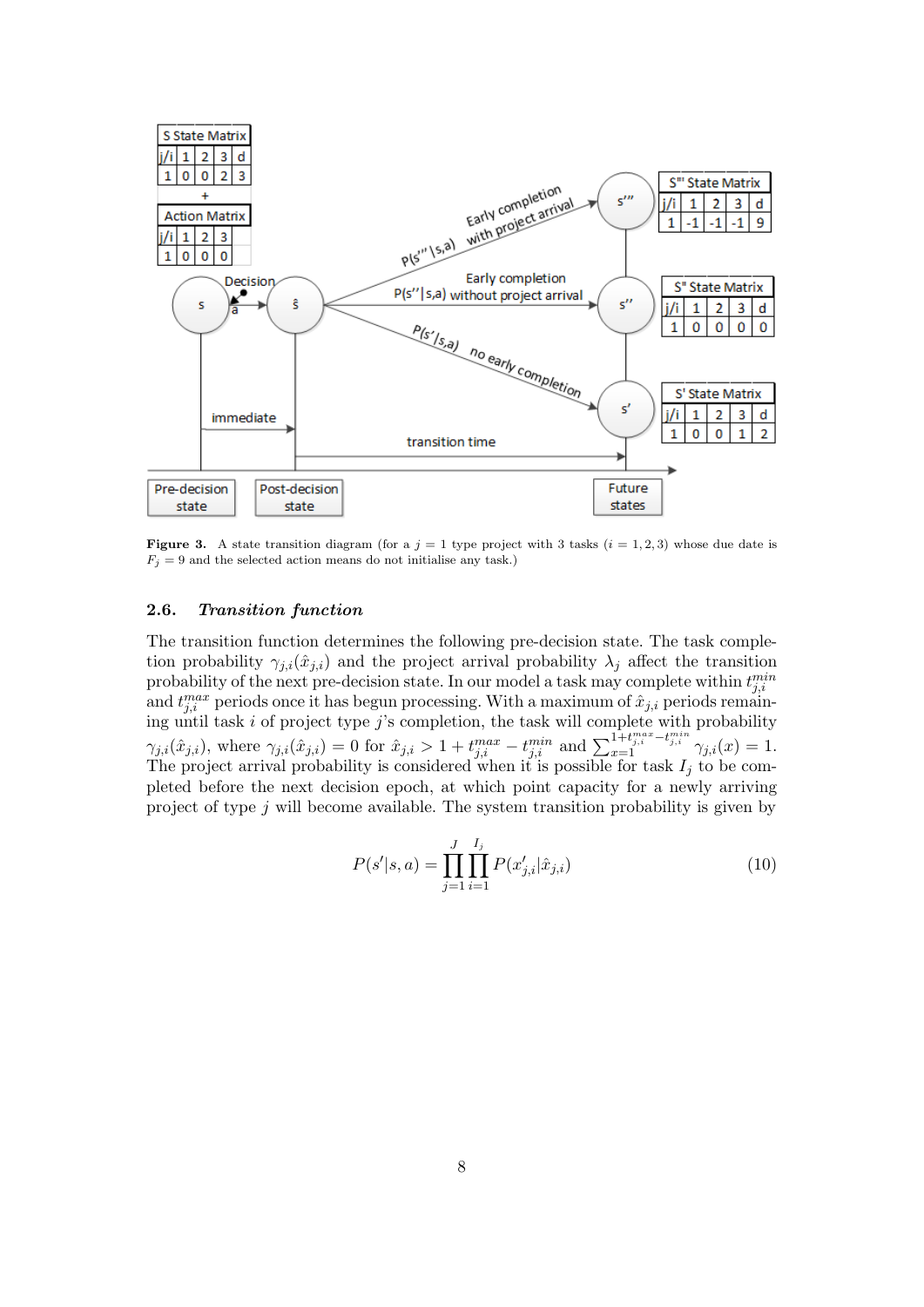**Figure 3.** A state transition diagram (for a $j = 1$ type project with 3 tasks ($i = 1, 2, 3$) whose due date is $F_j = 9$ and the selected action means do not initialise any task.)

### 2.6. *Transition function*

The transition function determines the following pre-decision state. The task completion probability $\gamma_{j,i}(\hat{x}_{j,i})$ and the project arrival probability $\lambda_j$ affect the transition probability of the next pre-decision state. In our model a task may complete within $t_{j,i}^{min}$ and $t_{j,i}^{max}$ periods once it has begun processing. With a maximum of $\hat{x}_{j,i}$ periods remaining until task $i$ of project type $j$'s completion, the task will complete with probability $\gamma_{j,i}(\hat{x}_{j,i})$, where $\gamma_{j,i}(\hat{x}_{j,i}) = 0$ for $\hat{x}_{j,i} > 1 + t_{j,i}^{max} - t_{j,i}^{min}$ and $\sum_{x=1}^{1+t_{j,i}^{max}-t_{j,i}^{min}} \gamma_{j,i}(x) = 1$. The project arrival probability is considered when it is possible for task $I_j$ to be completed before the next decision epoch, at which point capacity for a newly arriving project of type $j$ will become available. The system transition probability is given by

$$P(s'|s,a) = \prod_{j=1}^{J} \prod_{i=1}^{I_j} P(x'_{j,i}|\hat{x}_{j,i}) \tag{10}$$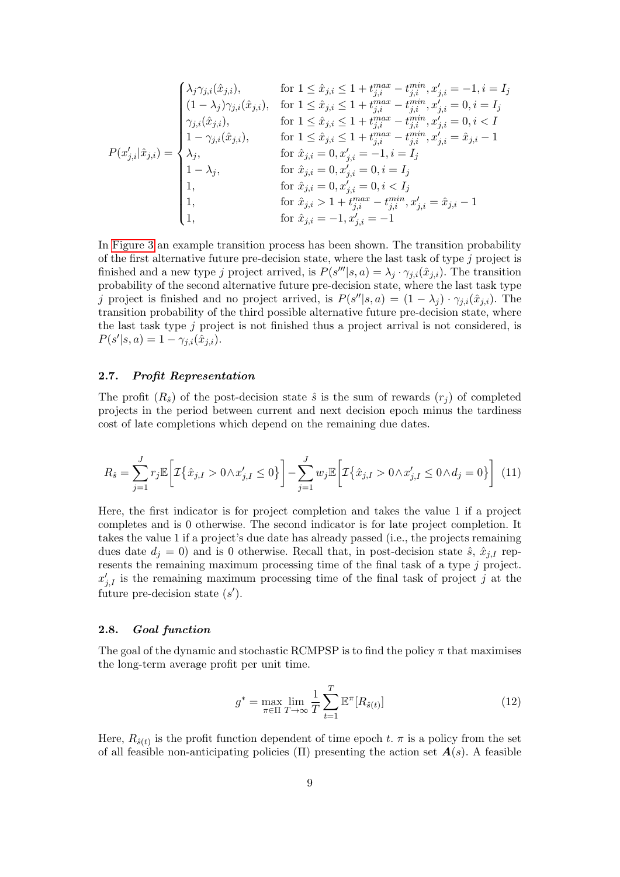$$P(x'_{j,i}|\hat{x}_{j,i}) = \begin{cases} \lambda_j \gamma_{j,i}(\hat{x}_{j,i}), & \text{for } 1 \leq \hat{x}_{j,i} \leq 1 + t^{max}_{j,i} - t^{min}_{j,i}, x'_{j,i} = -1, i = I_j \\ (1-\lambda_j)\gamma_{j,i}(\hat{x}_{j,i}), & \text{for } 1 \leq \hat{x}_{j,i} \leq 1 + t^{max}_{j,i} - t^{min}_{j,i}, x'_{j,i} = 0, i = I_j \\ \gamma_{j,i}(\hat{x}_{j,i}), & \text{for } 1 \leq \hat{x}_{j,i} \leq 1 + t^{max}_{j,i} - t^{min}_{j,i}, x'_{j,i} = 0, i < I \\ 1 - \gamma_{j,i}(\hat{x}_{j,i}), & \text{for } 1 \leq \hat{x}_{j,i} \leq 1 + t^{max}_{j,i} - t^{min}_{j,i}, x'_{j,i} = \hat{x}_{j,i} - 1 \\ \lambda_j, & \text{for } \hat{x}_{j,i} = 0, x'_{j,i} = -1, i = I_j \\ 1 - \lambda_j, & \text{for } \hat{x}_{j,i} = 0, x'_{j,i} = 0, i = I_j \\ 1, & \text{for } \hat{x}_{j,i} = 0, x'_{j,i} = 0, i < I_j \\ 1, & \text{for } \hat{x}_{j,i} > 1 + t^{max}_{j,i} - t^{min}_{j,i}, x'_{j,i} = \hat{x}_{j,i} - 1 \\ 1, & \text{for } \hat{x}_{j,i} = -1, x'_{j,i} = -1 \end{cases}$$

In Figure 3 an example transition process has been shown. The transition probability of the first alternative future pre-decision state, where the last task of type $j$ project is finished and a new type $j$ project arrived, is $P(s'''|s,a) = \lambda_j \cdot \gamma_{j,i}(\hat{x}_{j,i})$. The transition probability of the second alternative future pre-decision state, where the last task type $j$ project is finished and no project arrived, is $P(s''|s,a) = (1-\lambda_j) \cdot \gamma_{j,i}(\hat{x}_{j,i})$. The transition probability of the third possible alternative future pre-decision state, where the last task type $j$ project is not finished thus a project arrival is not considered, is $P(s'|s,a) = 1 - \gamma_{j,i}(\hat{x}_{j,i})$.

### 2.7. *Profit Representation*

The profit ($R_{\hat{s}}$) of the post-decision state $\hat{s}$ is the sum of rewards ($r_j$) of completed projects in the period between current and next decision epoch minus the tardiness cost of late completions which depend on the remaining due dates.

$$R_{\hat{s}} = \sum_{j=1}^{J} r_j \mathbb{E}\Big[\mathcal{I}\big\{\hat{x}_{j,I} > 0 \wedge x'_{j,I} \leq 0\big\}\Big] - \sum_{j=1}^{J} w_j \mathbb{E}\Big[\mathcal{I}\big\{\hat{x}_{j,I} > 0 \wedge x'_{j,I} \leq 0 \wedge d_j = 0\big\}\Big] \quad (11)$$

Here, the first indicator is for project completion and takes the value 1 if a project completes and is 0 otherwise. The second indicator is for late project completion. It takes the value 1 if a project's due date has already passed (i.e., the projects remaining dues date $d_j = 0$) and is 0 otherwise. Recall that, in post-decision state $\hat{s}$, $\hat{x}_{j,I}$ represents the remaining maximum processing time of the final task of a type $j$ project. $x'_{j,I}$ is the remaining maximum processing time of the final task of project $j$ at the future pre-decision state ($s'$).

### 2.8. *Goal function*

The goal of the dynamic and stochastic RCMPSP is to find the policy $\pi$ that maximises the long-term average profit per unit time.

$$g^* = \max_{\pi \in \Pi} \lim_{T \to \infty} \frac{1}{T} \sum_{t=1}^{T} \mathbb{E}^{\pi}[R_{\hat{s}(t)}] \quad (12)$$

Here, $R_{\hat{s}(t)}$ is the profit function dependent of time epoch $t$. $\pi$ is a policy from the set of all feasible non-anticipating policies ($\Pi$) presenting the action set $\boldsymbol{A}(s)$. A feasible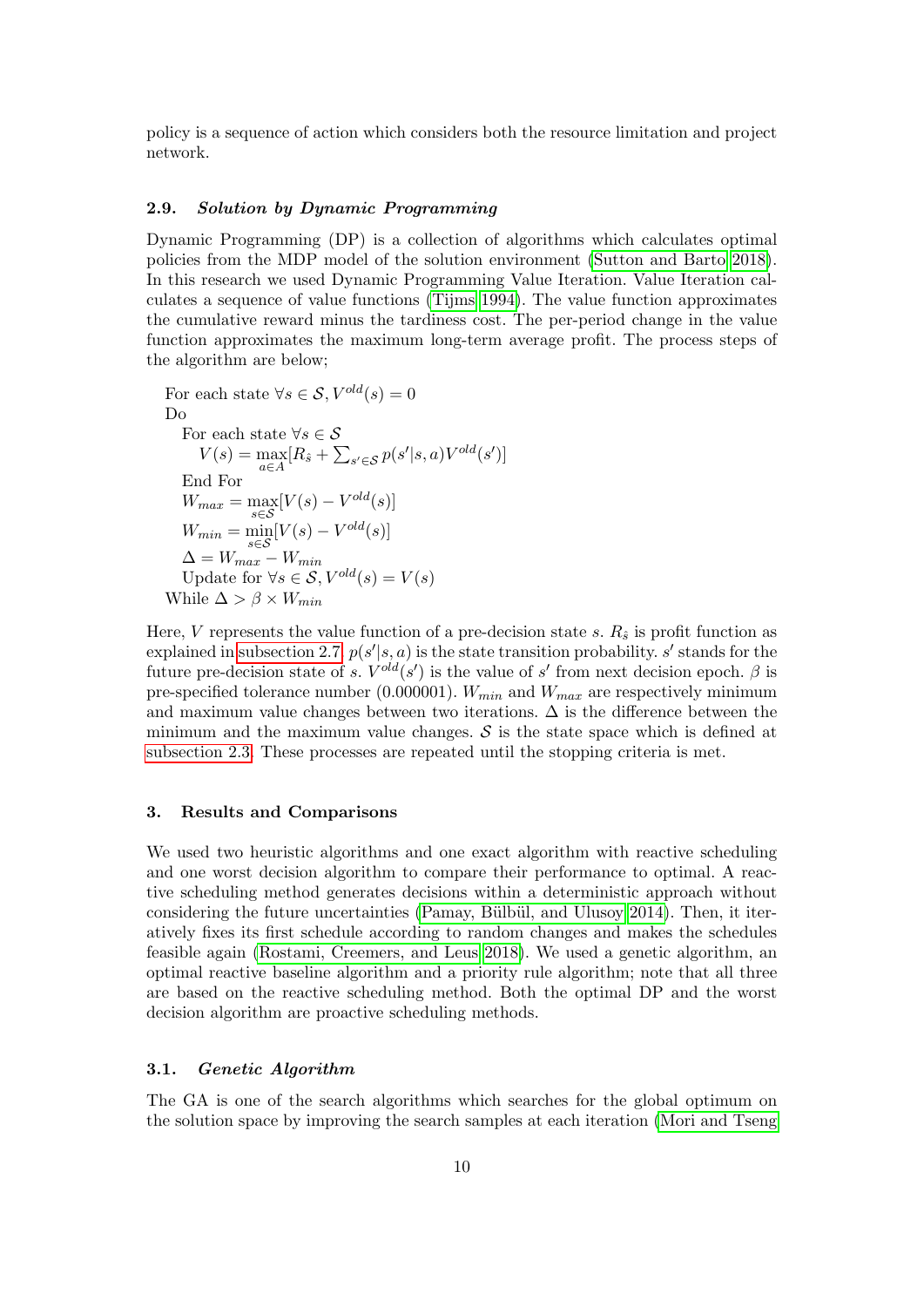policy is a sequence of action which considers both the resource limitation and project network.

### 2.9. *Solution by Dynamic Programming*

Dynamic Programming (DP) is a collection of algorithms which calculates optimal policies from the MDP model of the solution environment (Sutton and Barto 2018). In this research we used Dynamic Programming Value Iteration. Value Iteration calculates a sequence of value functions (Tijms 1994). The value function approximates the cumulative reward minus the tardiness cost. The per-period change in the value function approximates the maximum long-term average profit. The process steps of the algorithm are below;

For each state $\forall s \in \mathcal{S}, V^{old}(s) = 0$
Do
  For each state $\forall s \in \mathcal{S}$
    $V(s) = \max_{a \in A}[R_{\hat{s}} + \sum_{s' \in \mathcal{S}} p(s'|s,a)V^{old}(s')]$
  End For
  $W_{max} = \max_{s \in \mathcal{S}}[V(s) - V^{old}(s)]$
  $W_{min} = \min_{s \in \mathcal{S}}[V(s) - V^{old}(s)]$
  $\Delta = W_{max} - W_{min}$
  Update for $\forall s \in \mathcal{S}, V^{old}(s) = V(s)$
While $\Delta > \beta \times W_{min}$

Here, $V$ represents the value function of a pre-decision state $s$. $R_{\hat{s}}$ is profit function as explained in subsection 2.7. $p(s'|s,a)$ is the state transition probability. $s'$ stands for the future pre-decision state of $s$. $V^{old}(s')$ is the value of $s'$ from next decision epoch. $\beta$ is pre-specified tolerance number (0.000001). $W_{min}$ and $W_{max}$ are respectively minimum and maximum value changes between two iterations. $\Delta$ is the difference between the minimum and the maximum value changes. $\mathcal{S}$ is the state space which is defined at subsection 2.3. These processes are repeated until the stopping criteria is met.

## 3. Results and Comparisons

We used two heuristic algorithms and one exact algorithm with reactive scheduling and one worst decision algorithm to compare their performance to optimal. A reactive scheduling method generates decisions within a deterministic approach without considering the future uncertainties (Pamay, Bülbül, and Ulusoy 2014). Then, it iteratively fixes its first schedule according to random changes and makes the schedules feasible again (Rostami, Creemers, and Leus 2018). We used a genetic algorithm, an optimal reactive baseline algorithm and a priority rule algorithm; note that all three are based on the reactive scheduling method. Both the optimal DP and the worst decision algorithm are proactive scheduling methods.

### 3.1. *Genetic Algorithm*

The GA is one of the search algorithms which searches for the global optimum on the solution space by improving the search samples at each iteration (Mori and Tseng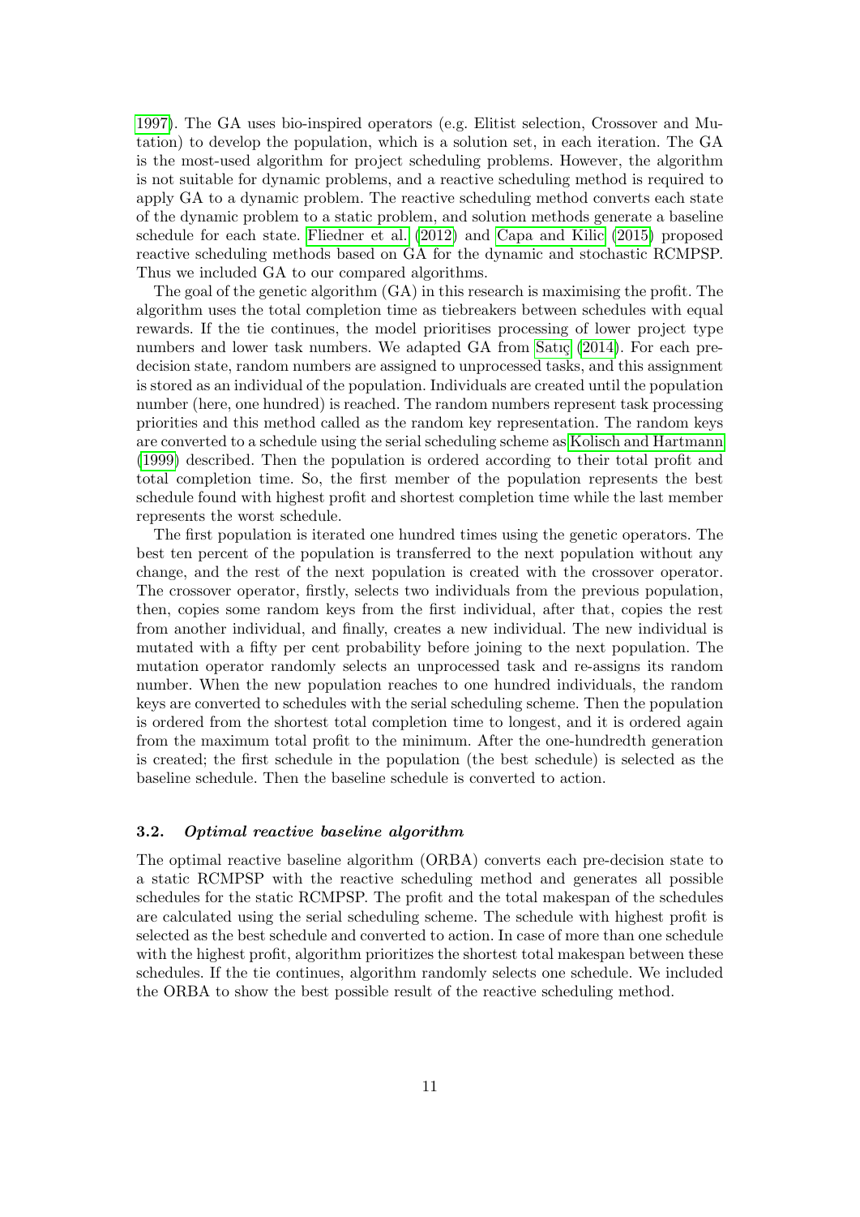1997). The GA uses bio-inspired operators (e.g. Elitist selection, Crossover and Mutation) to develop the population, which is a solution set, in each iteration. The GA is the most-used algorithm for project scheduling problems. However, the algorithm is not suitable for dynamic problems, and a reactive scheduling method is required to apply GA to a dynamic problem. The reactive scheduling method converts each state of the dynamic problem to a static problem, and solution methods generate a baseline schedule for each state. Fliedner et al. (2012) and Capa and Kilic (2015) proposed reactive scheduling methods based on GA for the dynamic and stochastic RCMPSP. Thus we included GA to our compared algorithms.

The goal of the genetic algorithm (GA) in this research is maximising the profit. The algorithm uses the total completion time as tiebreakers between schedules with equal rewards. If the tie continues, the model prioritises processing of lower project type numbers and lower task numbers. We adapted GA from Satıç (2014). For each pre-decision state, random numbers are assigned to unprocessed tasks, and this assignment is stored as an individual of the population. Individuals are created until the population number (here, one hundred) is reached. The random numbers represent task processing priorities and this method called as the random key representation. The random keys are converted to a schedule using the serial scheduling scheme as Kolisch and Hartmann (1999) described. Then the population is ordered according to their total profit and total completion time. So, the first member of the population represents the best schedule found with highest profit and shortest completion time while the last member represents the worst schedule.

The first population is iterated one hundred times using the genetic operators. The best ten percent of the population is transferred to the next population without any change, and the rest of the next population is created with the crossover operator. The crossover operator, firstly, selects two individuals from the previous population, then, copies some random keys from the first individual, after that, copies the rest from another individual, and finally, creates a new individual. The new individual is mutated with a fifty per cent probability before joining to the next population. The mutation operator randomly selects an unprocessed task and re-assigns its random number. When the new population reaches to one hundred individuals, the random keys are converted to schedules with the serial scheduling scheme. Then the population is ordered from the shortest total completion time to longest, and it is ordered again from the maximum total profit to the minimum. After the one-hundredth generation is created; the first schedule in the population (the best schedule) is selected as the baseline schedule. Then the baseline schedule is converted to action.

### 3.2. *Optimal reactive baseline algorithm*

The optimal reactive baseline algorithm (ORBA) converts each pre-decision state to a static RCMPSP with the reactive scheduling method and generates all possible schedules for the static RCMPSP. The profit and the total makespan of the schedules are calculated using the serial scheduling scheme. The schedule with highest profit is selected as the best schedule and converted to action. In case of more than one schedule with the highest profit, algorithm prioritizes the shortest total makespan between these schedules. If the tie continues, algorithm randomly selects one schedule. We included the ORBA to show the best possible result of the reactive scheduling method.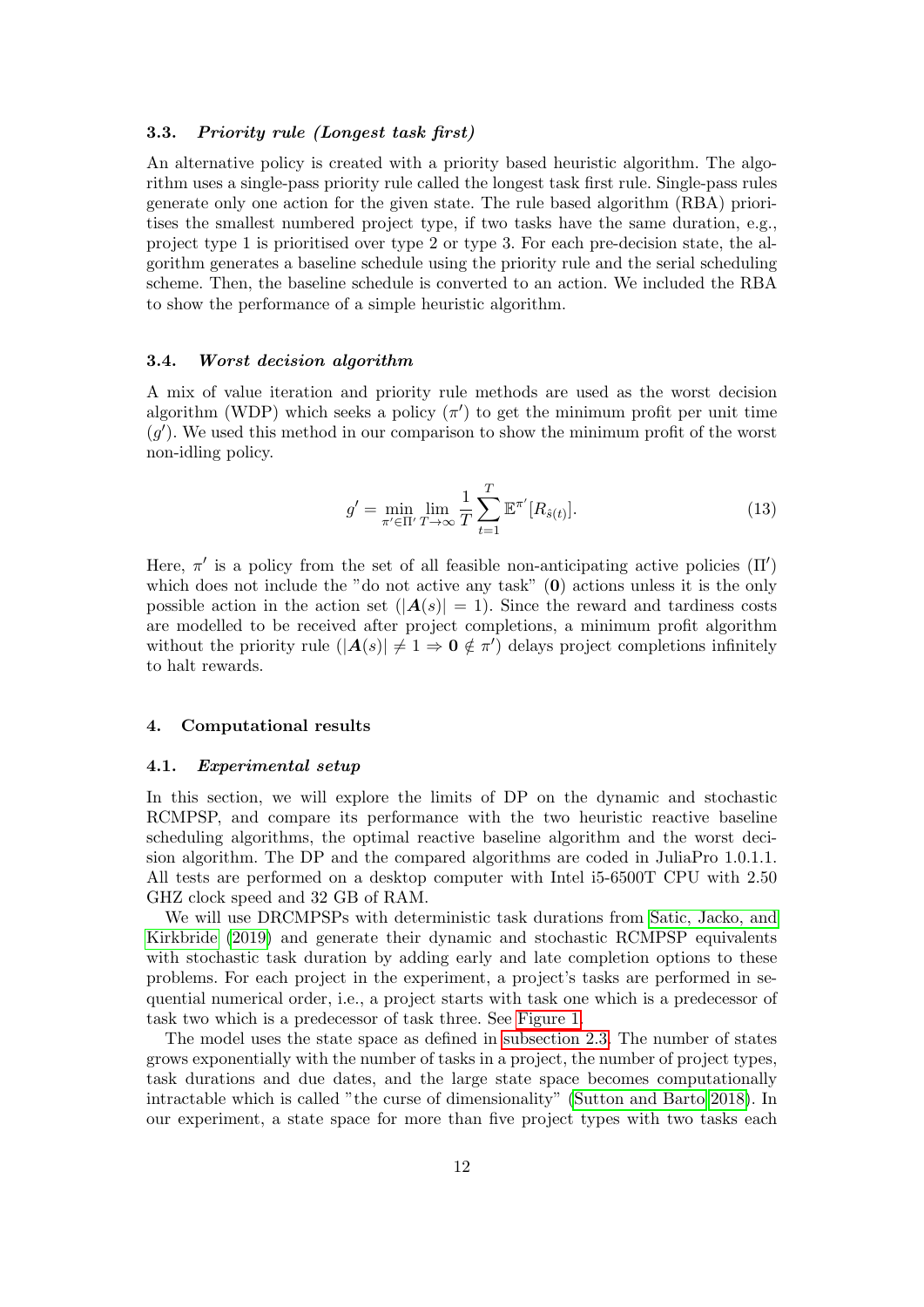### 3.3. *Priority rule (Longest task first)*

An alternative policy is created with a priority based heuristic algorithm. The algorithm uses a single-pass priority rule called the longest task first rule. Single-pass rules generate only one action for the given state. The rule based algorithm (RBA) prioritises the smallest numbered project type, if two tasks have the same duration, e.g., project type 1 is prioritised over type 2 or type 3. For each pre-decision state, the algorithm generates a baseline schedule using the priority rule and the serial scheduling scheme. Then, the baseline schedule is converted to an action. We included the RBA to show the performance of a simple heuristic algorithm.

### 3.4. *Worst decision algorithm*

A mix of value iteration and priority rule methods are used as the worst decision algorithm (WDP) which seeks a policy ($\pi'$) to get the minimum profit per unit time ($g'$). We used this method in our comparison to show the minimum profit of the worst non-idling policy.

$$g' = \min_{\pi' \in \Pi'} \lim_{T \to \infty} \frac{1}{T} \sum_{t=1}^{T} \mathbb{E}^{\pi'}[R_{\hat{s}(t)}]. \tag{13}$$

Here, $\pi'$ is a policy from the set of all feasible non-anticipating active policies ($\Pi'$) which does not include the "do not active any task" ($\mathbf{0}$) actions unless it is the only possible action in the action set ($|\boldsymbol{A}(s)| = 1$). Since the reward and tardiness costs are modelled to be received after project completions, a minimum profit algorithm without the priority rule ($|\boldsymbol{A}(s)| \neq 1 \Rightarrow \mathbf{0} \notin \pi'$) delays project completions infinitely to halt rewards.

## 4. Computational results

### 4.1. *Experimental setup*

In this section, we will explore the limits of DP on the dynamic and stochastic RCMPSP, and compare its performance with the two heuristic reactive baseline scheduling algorithms, the optimal reactive baseline algorithm and the worst decision algorithm. The DP and the compared algorithms are coded in JuliaPro 1.0.1.1. All tests are performed on a desktop computer with Intel i5-6500T CPU with 2.50 GHZ clock speed and 32 GB of RAM.

We will use DRCMPSPs with deterministic task durations from Satic, Jacko, and Kirkbride (2019) and generate their dynamic and stochastic RCMPSP equivalents with stochastic task duration by adding early and late completion options to these problems. For each project in the experiment, a project's tasks are performed in sequential numerical order, i.e., a project starts with task one which is a predecessor of task two which is a predecessor of task three. See Figure 1.

The model uses the state space as defined in subsection 2.3. The number of states grows exponentially with the number of tasks in a project, the number of project types, task durations and due dates, and the large state space becomes computationally intractable which is called "the curse of dimensionality" (Sutton and Barto 2018). In our experiment, a state space for more than five project types with two tasks each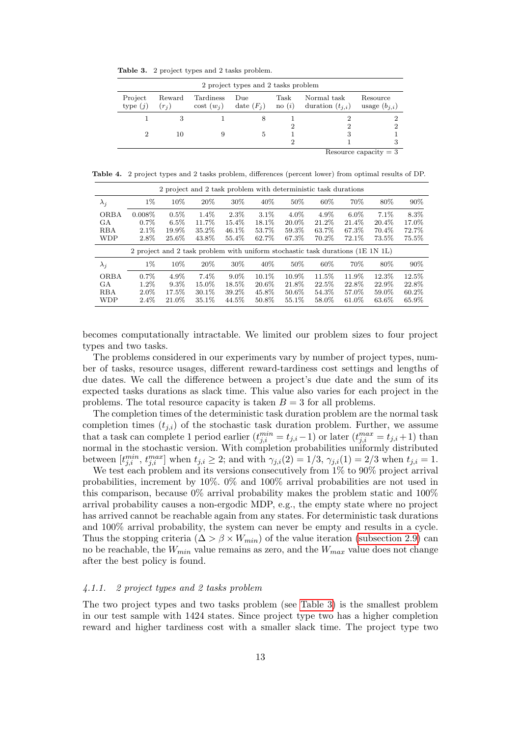**Table 3.** 2 project types and 2 tasks problem.

| 2 project types and 2 tasks problem | | | | | | |
|---|---|---|---|---|---|---|
| Project type ($j$) | Reward ($r_j$) | Tardiness cost ($w_j$) | Due date ($F_j$) | Task no ($i$) | Normal task duration ($t_{j,i}$) | Resource usage ($b_{j,i}$) |
| 1 | 3 | 1 | 8 | 1 | 2 | 2 |
| | | | | 2 | 2 | 2 |
| 2 | 10 | 9 | 5 | 1 | 3 | 1 |
| | | | | 2 | 1 | 3 |
| | | | | | | Resource capacity = 3 |

**Table 4.** 2 project types and 2 tasks problem, differences (percent lower) from optimal results of DP.

| 2 project and 2 task problem with deterministic task durations | | | | | | | | | | |
|---|---|---|---|---|---|---|---|---|---|---|
| $\lambda_j$ | 1% | 10% | 20% | 30% | 40% | 50% | 60% | 70% | 80% | 90% |
| ORBA | 0.008% | 0.5% | 1.4% | 2.3% | 3.1% | 4.0% | 4.9% | 6.0% | 7.1% | 8.3% |
| GA | 0.7% | 6.5% | 11.7% | 15.4% | 18.1% | 20.0% | 21.2% | 21.4% | 20.4% | 17.0% |
| RBA | 2.1% | 19.9% | 35.2% | 46.1% | 53.7% | 59.3% | 63.7% | 67.3% | 70.4% | 72.7% |
| WDP | 2.8% | 25.6% | 43.8% | 55.4% | 62.7% | 67.3% | 70.2% | 72.1% | 73.5% | 75.5% |
| 2 project and 2 task problem with uniform stochastic task durations (1E 1N 1L) | | | | | | | | | | |
| $\lambda_j$ | 1% | 10% | 20% | 30% | 40% | 50% | 60% | 70% | 80% | 90% |
| ORBA | 0.7% | 4.9% | 7.4% | 9.0% | 10.1% | 10.9% | 11.5% | 11.9% | 12.3% | 12.5% |
| GA | 1.2% | 9.3% | 15.0% | 18.5% | 20.6% | 21.8% | 22.5% | 22.8% | 22.9% | 22.8% |
| RBA | 2.0% | 17.5% | 30.1% | 39.2% | 45.8% | 50.6% | 54.3% | 57.0% | 59.0% | 60.2% |
| WDP | 2.4% | 21.0% | 35.1% | 44.5% | 50.8% | 55.1% | 58.0% | 61.0% | 63.6% | 65.9% |

becomes computationally intractable. We limited our problem sizes to four project types and two tasks.

The problems considered in our experiments vary by number of project types, number of tasks, resource usages, different reward-tardiness cost settings and lengths of due dates. We call the difference between a project's due date and the sum of its expected tasks durations as slack time. This value also varies for each project in the problems. The total resource capacity is taken $B = 3$ for all problems.

The completion times of the deterministic task duration problem are the normal task completion times ($t_{j,i}$) of the stochastic task duration problem. Further, we assume that a task can complete 1 period earlier ($t_{j,i}^{min} = t_{j,i} - 1$) or later ($t_{j,i}^{max} = t_{j,i} + 1$) than normal in the stochastic version. With completion probabilities uniformly distributed between $[t_{j,i}^{min}, t_{j,i}^{max}]$ when $t_{j,i} \geq 2$; and with $\gamma_{j,i}(2) = 1/3$, $\gamma_{j,i}(1) = 2/3$ when $t_{j,i} = 1$.

We test each problem and its versions consecutively from 1% to 90% project arrival probabilities, increment by 10%. 0% and 100% arrival probabilities are not used in this comparison, because 0% arrival probability makes the problem static and 100% arrival probability causes a non-ergodic MDP, e.g., the empty state where no project has arrived cannot be reachable again from any states. For deterministic task durations and 100% arrival probability, the system can never be empty and results in a cycle. Thus the stopping criteria ($\Delta > \beta \times W_{min}$) of the value iteration (subsection 2.9) can no be reachable, the $W_{min}$ value remains as zero, and the $W_{max}$ value does not change after the best policy is found.

#### *4.1.1. 2 project types and 2 tasks problem*

The two project types and two tasks problem (see Table 3) is the smallest problem in our test sample with 1424 states. Since project type two has a higher completion reward and higher tardiness cost with a smaller slack time. The project type two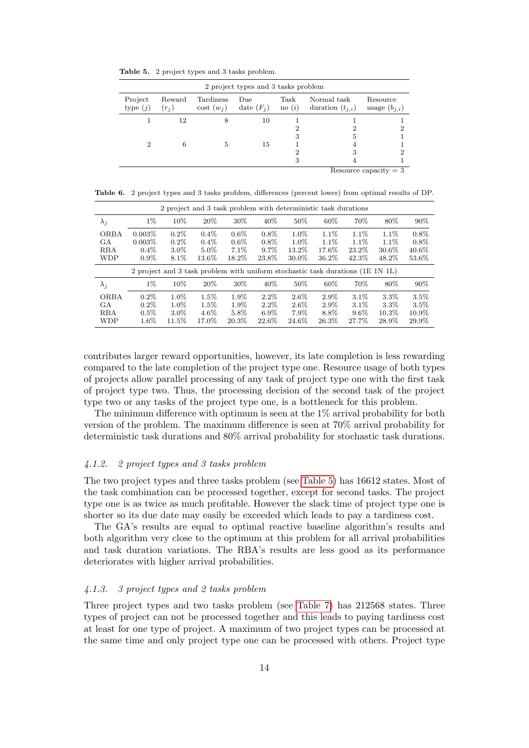**Table 5.** 2 project types and 3 tasks problem.

| 2 project types and 3 tasks problem | | | | | | |
|---|---|---|---|---|---|---|
| Project type ($j$) | Reward ($r_j$) | Tardiness cost ($w_j$) | Due date ($F_j$) | Task no ($i$) | Normal task duration ($t_{j,i}$) | Resource usage ($b_{j,i}$) |
| 1 | 12 | 8 | 10 | 1 | 1 | 1 |
| | | | | 2 | 2 | 2 |
| | | | | 3 | 5 | 1 |
| 2 | 6 | 5 | 15 | 1 | 4 | 1 |
| | | | | 2 | 3 | 2 |
| | | | | 3 | 4 | 1 |
| | | | | | | Resource capacity = 3 |

**Table 6.** 2 project types and 3 tasks problem, differences (percent lower) from optimal results of DP.

| 2 project and 3 task problem with deterministic task durations | | | | | | | | | | |
|---|---|---|---|---|---|---|---|---|---|---|
| $\lambda_j$ | 1% | 10% | 20% | 30% | 40% | 50% | 60% | 70% | 80% | 90% |
| ORBA | 0.003% | 0.2% | 0.4% | 0.6% | 0.8% | 1.0% | 1.1% | 1.1% | 1.1% | 0.8% |
| GA | 0.003% | 0.2% | 0.4% | 0.6% | 0.8% | 1.0% | 1.1% | 1.1% | 1.1% | 0.8% |
| RBA | 0.4% | 3.0% | 5.0% | 7.1% | 9.7% | 13.2% | 17.6% | 23.2% | 30.6% | 40.6% |
| WDP | 0.9% | 8.1% | 13.6% | 18.2% | 23.8% | 30.0% | 36.2% | 42.3% | 48.2% | 53.6% |
| 2 project and 3 task problem with uniform stochastic task durations (1E 1N 1L) | | | | | | | | | | |
| $\lambda_j$ | 1% | 10% | 20% | 30% | 40% | 50% | 60% | 70% | 80% | 90% |
| ORBA | 0.2% | 1.0% | 1.5% | 1.9% | 2.2% | 2.6% | 2.9% | 3.1% | 3.3% | 3.5% |
| GA | 0.2% | 1.0% | 1.5% | 1.9% | 2.2% | 2.6% | 2.9% | 3.1% | 3.3% | 3.5% |
| RBA | 0.5% | 3.0% | 4.6% | 5.8% | 6.9% | 7.9% | 8.8% | 9.6% | 10.3% | 10.9% |
| WDP | 1.6% | 11.5% | 17.0% | 20.3% | 22.6% | 24.6% | 26.3% | 27.7% | 28.9% | 29.9% |

contributes larger reward opportunities, however, its late completion is less rewarding compared to the late completion of the project type one. Resource usage of both types of projects allow parallel processing of any task of project type one with the first task of project type two. Thus, the processing decision of the second task of the project type two or any tasks of the project type one, is a bottleneck for this problem.

The minimum difference with optimum is seen at the 1% arrival probability for both version of the problem. The maximum difference is seen at 70% arrival probability for deterministic task durations and 80% arrival probability for stochastic task durations.

#### *4.1.2. 2 project types and 3 tasks problem*

The two project types and three tasks problem (see Table 5) has 16612 states. Most of the task combination can be processed together, except for second tasks. The project type one is as twice as much profitable. However the slack time of project type one is shorter so its due date may easily be exceeded which leads to pay a tardiness cost.

The GA's results are equal to optimal reactive baseline algorithm's results and both algorithm very close to the optimum at this problem for all arrival probabilities and task duration variations. The RBA's results are less good as its performance deteriorates with higher arrival probabilities.

#### *4.1.3. 3 project types and 2 tasks problem*

Three project types and two tasks problem (see Table 7) has 212568 states. Three types of project can not be processed together and this leads to paying tardiness cost at least for one type of project. A maximum of two project types can be processed at the same time and only project type one can be processed with others. Project type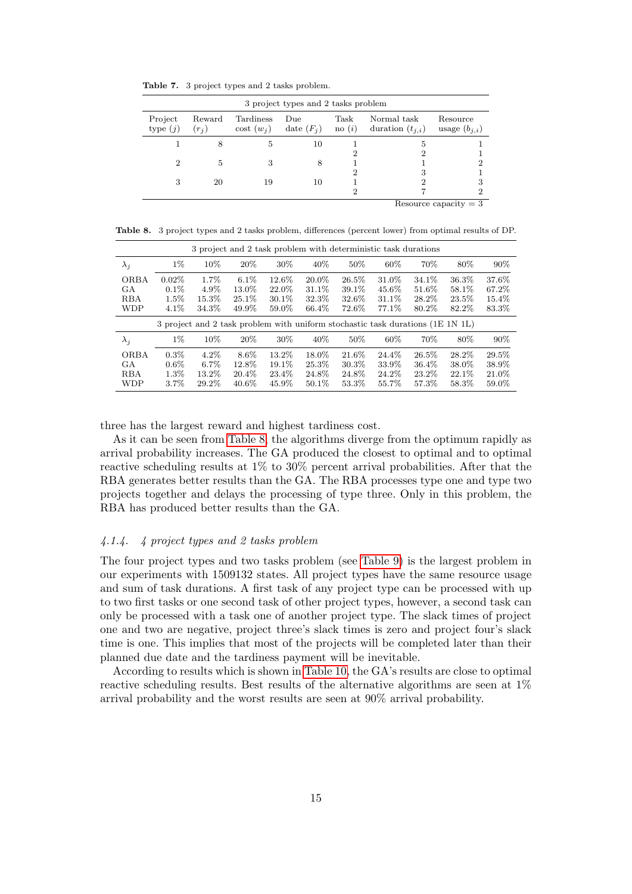**Table 7.** 3 project types and 2 tasks problem.

| 3 project types and 2 tasks problem | | | | | | |
|---|---|---|---|---|---|---|
| Project type ($j$) | Reward ($r_j$) | Tardiness cost ($w_j$) | Due date ($F_j$) | Task no ($i$) | Normal task duration ($t_{j,i}$) | Resource usage ($b_{j,i}$) |
| 1 | 8 | 5 | 10 | 1 | 5 | 1 |
| | | | | 2 | 2 | 1 |
| 2 | 5 | 3 | 8 | 1 | 1 | 2 |
| | | | | 2 | 3 | 1 |
| 3 | 20 | 19 | 10 | 1 | 2 | 3 |
| | | | | 2 | 7 | 2 |
| | | | | | | Resource capacity = 3 |

**Table 8.** 3 project types and 2 tasks problem, differences (percent lower) from optimal results of DP.

| 3 project and 2 task problem with deterministic task durations | | | | | | | | | | |
|---|---|---|---|---|---|---|---|---|---|---|
| $\lambda_j$ | 1% | 10% | 20% | 30% | 40% | 50% | 60% | 70% | 80% | 90% |
| ORBA | 0.02% | 1.7% | 6.1% | 12.6% | 20.0% | 26.5% | 31.0% | 34.1% | 36.3% | 37.6% |
| GA | 0.1% | 4.9% | 13.0% | 22.0% | 31.1% | 39.1% | 45.6% | 51.6% | 58.1% | 67.2% |
| RBA | 1.5% | 15.3% | 25.1% | 30.1% | 32.3% | 32.6% | 31.1% | 28.2% | 23.5% | 15.4% |
| WDP | 4.1% | 34.3% | 49.9% | 59.0% | 66.4% | 72.6% | 77.1% | 80.2% | 82.2% | 83.3% |
| **3 project and 2 task problem with uniform stochastic task durations (1E 1N 1L)** | | | | | | | | | | |
| $\lambda_j$ | 1% | 10% | 20% | 30% | 40% | 50% | 60% | 70% | 80% | 90% |
| ORBA | 0.3% | 4.2% | 8.6% | 13.2% | 18.0% | 21.6% | 24.4% | 26.5% | 28.2% | 29.5% |
| GA | 0.6% | 6.7% | 12.8% | 19.1% | 25.3% | 30.3% | 33.9% | 36.4% | 38.0% | 38.9% |
| RBA | 1.3% | 13.2% | 20.4% | 23.4% | 24.8% | 24.8% | 24.2% | 23.2% | 22.1% | 21.0% |
| WDP | 3.7% | 29.2% | 40.6% | 45.9% | 50.1% | 53.3% | 55.7% | 57.3% | 58.3% | 59.0% |

three has the largest reward and highest tardiness cost.

As it can be seen from Table 8, the algorithms diverge from the optimum rapidly as arrival probability increases. The GA produced the closest to optimal and to optimal reactive scheduling results at 1% to 30% percent arrival probabilities. After that the RBA generates better results than the GA. The RBA processes type one and type two projects together and delays the processing of type three. Only in this problem, the RBA has produced better results than the GA.

#### *4.1.4. 4 project types and 2 tasks problem*

The four project types and two tasks problem (see Table 9) is the largest problem in our experiments with 1509132 states. All project types have the same resource usage and sum of task durations. A first task of any project type can be processed with up to two first tasks or one second task of other project types, however, a second task can only be processed with a task one of another project type. The slack times of project one and two are negative, project three's slack times is zero and project four's slack time is one. This implies that most of the projects will be completed later than their planned due date and the tardiness payment will be inevitable.

According to results which is shown in Table 10, the GA's results are close to optimal reactive scheduling results. Best results of the alternative algorithms are seen at 1% arrival probability and the worst results are seen at 90% arrival probability.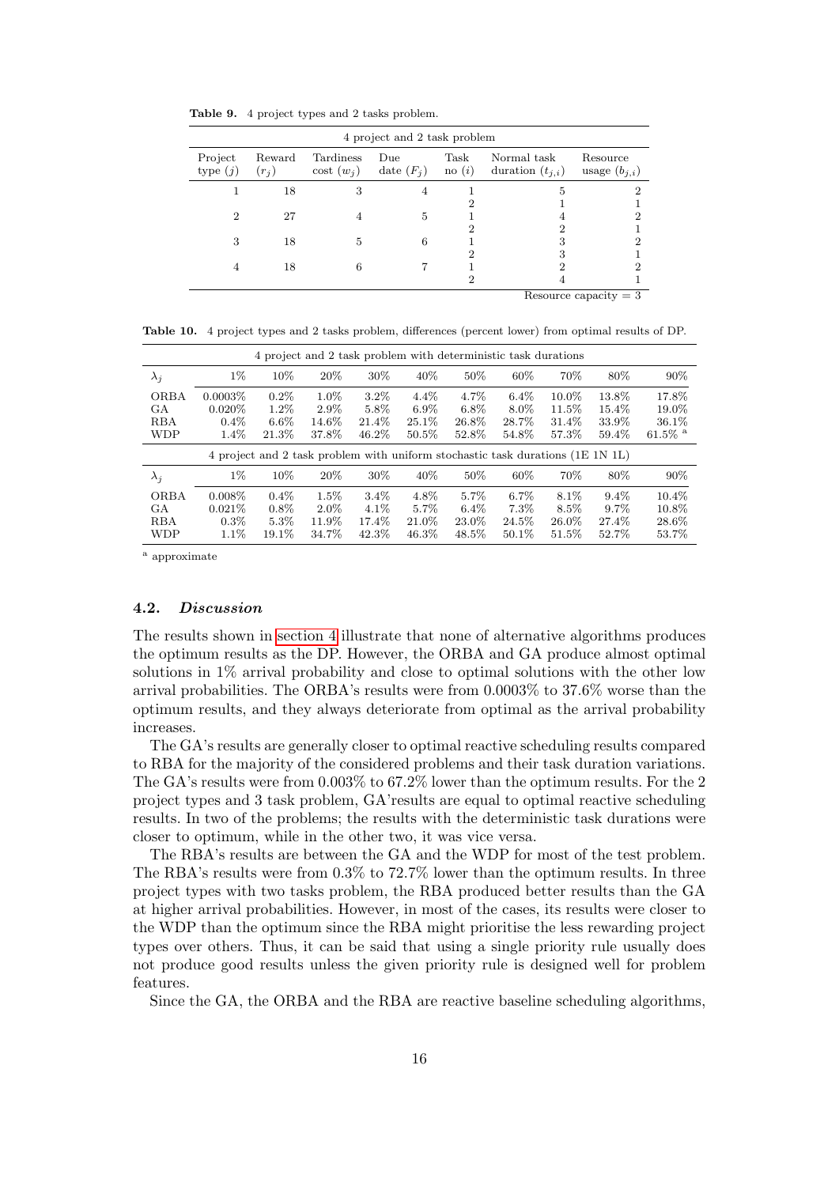**Table 9.** 4 project types and 2 tasks problem.

| 4 project and 2 task problem | | | | | | |
|---|---|---|---|---|---|---|
| Project type ($j$) | Reward ($r_j$) | Tardiness cost ($w_j$) | Due date ($F_j$) | Task no ($i$) | Normal task duration ($t_{j,i}$) | Resource usage ($b_{j,i}$) |
| 1 | 18 | 3 | 4 | 1 | 5 | 2 |
| | | | | 2 | 1 | 1 |
| 2 | 27 | 4 | 5 | 1 | 4 | 2 |
| | | | | 2 | 2 | 1 |
| 3 | 18 | 5 | 6 | 1 | 3 | 2 |
| | | | | 2 | 3 | 1 |
| 4 | 18 | 6 | 7 | 1 | 2 | 2 |
| | | | | 2 | 4 | 1 |

Resource capacity = 3

**Table 10.** 4 project types and 2 tasks problem, differences (percent lower) from optimal results of DP.

| 4 project and 2 task problem with deterministic task durations | | | | | | | | | | |
|---|---|---|---|---|---|---|---|---|---|---|
| $\lambda_j$ | 1% | 10% | 20% | 30% | 40% | 50% | 60% | 70% | 80% | 90% |
| ORBA | 0.0003% | 0.2% | 1.0% | 3.2% | 4.4% | 4.7% | 6.4% | 10.0% | 13.8% | 17.8% |
| GA | 0.020% | 1.2% | 2.9% | 5.8% | 6.9% | 6.8% | 8.0% | 11.5% | 15.4% | 19.0% |
| RBA | 0.4% | 6.6% | 14.6% | 21.4% | 25.1% | 26.8% | 28.7% | 31.4% | 33.9% | 36.1% |
| WDP | 1.4% | 21.3% | 37.8% | 46.2% | 50.5% | 52.8% | 54.8% | 57.3% | 59.4% | 61.5% [a] |
| **4 project and 2 task problem with uniform stochastic task durations (1E 1N 1L)** | | | | | | | | | | |
| $\lambda_j$ | 1% | 10% | 20% | 30% | 40% | 50% | 60% | 70% | 80% | 90% |
| ORBA | 0.008% | 0.4% | 1.5% | 3.4% | 4.8% | 5.7% | 6.7% | 8.1% | 9.4% | 10.4% |
| GA | 0.021% | 0.8% | 2.0% | 4.1% | 5.7% | 6.4% | 7.3% | 8.5% | 9.7% | 10.8% |
| RBA | 0.3% | 5.3% | 11.9% | 17.4% | 21.0% | 23.0% | 24.5% | 26.0% | 27.4% | 28.6% |
| WDP | 1.1% | 19.1% | 34.7% | 42.3% | 46.3% | 48.5% | 50.1% | 51.5% | 52.7% | 53.7% |

[a] approximate

### 4.2. *Discussion*

The results shown in section 4 illustrate that none of alternative algorithms produces the optimum results as the DP. However, the ORBA and GA produce almost optimal solutions in 1% arrival probability and close to optimal solutions with the other low arrival probabilities. The ORBA's results were from 0.0003% to 37.6% worse than the optimum results, and they always deteriorate from optimal as the arrival probability increases.

The GA's results are generally closer to optimal reactive scheduling results compared to RBA for the majority of the considered problems and their task duration variations. The GA's results were from 0.003% to 67.2% lower than the optimum results. For the 2 project types and 3 task problem, GA'results are equal to optimal reactive scheduling results. In two of the problems; the results with the deterministic task durations were closer to optimum, while in the other two, it was vice versa.

The RBA's results are between the GA and the WDP for most of the test problem. The RBA's results were from 0.3% to 72.7% lower than the optimum results. In three project types with two tasks problem, the RBA produced better results than the GA at higher arrival probabilities. However, in most of the cases, its results were closer to the WDP than the optimum since the RBA might prioritise the less rewarding project types over others. Thus, it can be said that using a single priority rule usually does not produce good results unless the given priority rule is designed well for problem features.

Since the GA, the ORBA and the RBA are reactive baseline scheduling algorithms,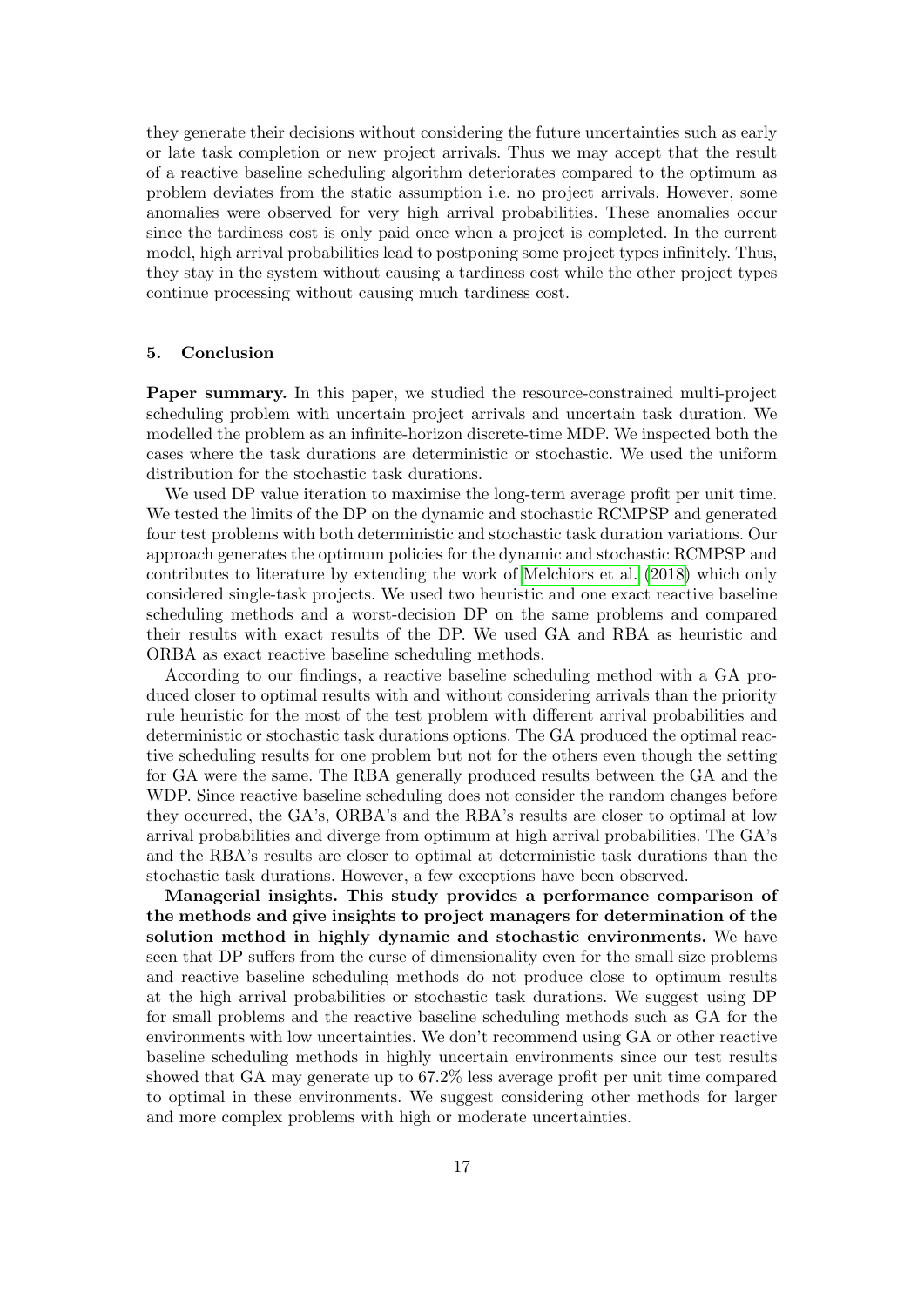they generate their decisions without considering the future uncertainties such as early or late task completion or new project arrivals. Thus we may accept that the result of a reactive baseline scheduling algorithm deteriorates compared to the optimum as problem deviates from the static assumption i.e. no project arrivals. However, some anomalies were observed for very high arrival probabilities. These anomalies occur since the tardiness cost is only paid once when a project is completed. In the current model, high arrival probabilities lead to postponing some project types infinitely. Thus, they stay in the system without causing a tardiness cost while the other project types continue processing without causing much tardiness cost.

## 5. Conclusion

**Paper summary.** In this paper, we studied the resource-constrained multi-project scheduling problem with uncertain project arrivals and uncertain task duration. We modelled the problem as an infinite-horizon discrete-time MDP. We inspected both the cases where the task durations are deterministic or stochastic. We used the uniform distribution for the stochastic task durations.

We used DP value iteration to maximise the long-term average profit per unit time. We tested the limits of the DP on the dynamic and stochastic RCMPSP and generated four test problems with both deterministic and stochastic task duration variations. Our approach generates the optimum policies for the dynamic and stochastic RCMPSP and contributes to literature by extending the work of Melchiors et al. (2018) which only considered single-task projects. We used two heuristic and one exact reactive baseline scheduling methods and a worst-decision DP on the same problems and compared their results with exact results of the DP. We used GA and RBA as heuristic and ORBA as exact reactive baseline scheduling methods.

According to our findings, a reactive baseline scheduling method with a GA produced closer to optimal results with and without considering arrivals than the priority rule heuristic for the most of the test problem with different arrival probabilities and deterministic or stochastic task durations options. The GA produced the optimal reactive scheduling results for one problem but not for the others even though the setting for GA were the same. The RBA generally produced results between the GA and the WDP. Since reactive baseline scheduling does not consider the random changes before they occurred, the GA's, ORBA's and the RBA's results are closer to optimal at low arrival probabilities and diverge from optimum at high arrival probabilities. The GA's and the RBA's results are closer to optimal at deterministic task durations than the stochastic task durations. However, a few exceptions have been observed.

**Managerial insights. This study provides a performance comparison of the methods and give insights to project managers for determination of the solution method in highly dynamic and stochastic environments.** We have seen that DP suffers from the curse of dimensionality even for the small size problems and reactive baseline scheduling methods do not produce close to optimum results at the high arrival probabilities or stochastic task durations. We suggest using DP for small problems and the reactive baseline scheduling methods such as GA for the environments with low uncertainties. We don't recommend using GA or other reactive baseline scheduling methods in highly uncertain environments since our test results showed that GA may generate up to 67.2% less average profit per unit time compared to optimal in these environments. We suggest considering other methods for larger and more complex problems with high or moderate uncertainties.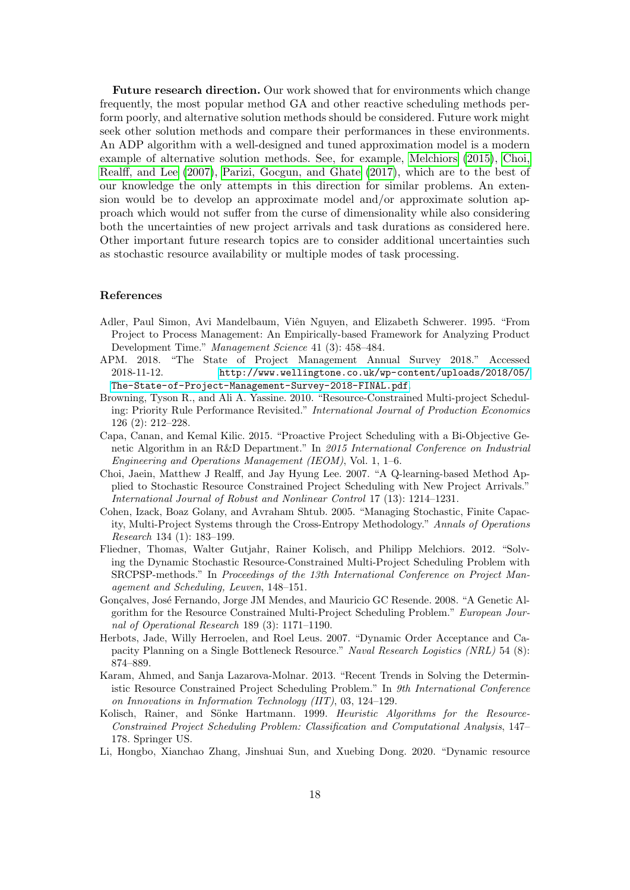**Future research direction.** Our work showed that for environments which change frequently, the most popular method GA and other reactive scheduling methods perform poorly, and alternative solution methods should be considered. Future work might seek other solution methods and compare their performances in these environments. An ADP algorithm with a well-designed and tuned approximation model is a modern example of alternative solution methods. See, for example, Melchiors (2015), Choi, Realff, and Lee (2007), Parizi, Gocgun, and Ghate (2017), which are to the best of our knowledge the only attempts in this direction for similar problems. An extension would be to develop an approximate model and/or approximate solution approach which would not suffer from the curse of dimensionality while also considering both the uncertainties of new project arrivals and task durations as considered here. Other important future research topics are to consider additional uncertainties such as stochastic resource availability or multiple modes of task processing.

## References

Adler, Paul Simon, Avi Mandelbaum, Viên Nguyen, and Elizabeth Schwerer. 1995. "From Project to Process Management: An Empirically-based Framework for Analyzing Product Development Time." *Management Science* 41 (3): 458–484.

APM. 2018. "The State of Project Management Annual Survey 2018." Accessed 2018-11-12. http://www.wellingtone.co.uk/wp-content/uploads/2018/05/The-State-of-Project-Management-Survey-2018-FINAL.pdf.

Browning, Tyson R., and Ali A. Yassine. 2010. "Resource-Constrained Multi-project Scheduling: Priority Rule Performance Revisited." *International Journal of Production Economics* 126 (2): 212–228.

Capa, Canan, and Kemal Kilic. 2015. "Proactive Project Scheduling with a Bi-Objective Genetic Algorithm in an R&D Department." In *2015 International Conference on Industrial Engineering and Operations Management (IEOM)*, Vol. 1, 1–6.

Choi, Jaein, Matthew J Realff, and Jay Hyung Lee. 2007. "A Q-learning-based Method Applied to Stochastic Resource Constrained Project Scheduling with New Project Arrivals." *International Journal of Robust and Nonlinear Control* 17 (13): 1214–1231.

Cohen, Izack, Boaz Golany, and Avraham Shtub. 2005. "Managing Stochastic, Finite Capacity, Multi-Project Systems through the Cross-Entropy Methodology." *Annals of Operations Research* 134 (1): 183–199.

Fliedner, Thomas, Walter Gutjahr, Rainer Kolisch, and Philipp Melchiors. 2012. "Solving the Dynamic Stochastic Resource-Constrained Multi-Project Scheduling Problem with SRCPSP-methods." In *Proceedings of the 13th International Conference on Project Management and Scheduling, Leuven*, 148–151.

Gonçalves, José Fernando, Jorge JM Mendes, and Mauricio GC Resende. 2008. "A Genetic Algorithm for the Resource Constrained Multi-Project Scheduling Problem." *European Journal of Operational Research* 189 (3): 1171–1190.

Herbots, Jade, Willy Herroelen, and Roel Leus. 2007. "Dynamic Order Acceptance and Capacity Planning on a Single Bottleneck Resource." *Naval Research Logistics (NRL)* 54 (8): 874–889.

Karam, Ahmed, and Sanja Lazarova-Molnar. 2013. "Recent Trends in Solving the Deterministic Resource Constrained Project Scheduling Problem." In *9th International Conference on Innovations in Information Technology (IIT)*, 03, 124–129.

Kolisch, Rainer, and Sönke Hartmann. 1999. *Heuristic Algorithms for the Resource-Constrained Project Scheduling Problem: Classification and Computational Analysis*, 147–178. Springer US.

Li, Hongbo, Xianchao Zhang, Jinshuai Sun, and Xuebing Dong. 2020. "Dynamic resource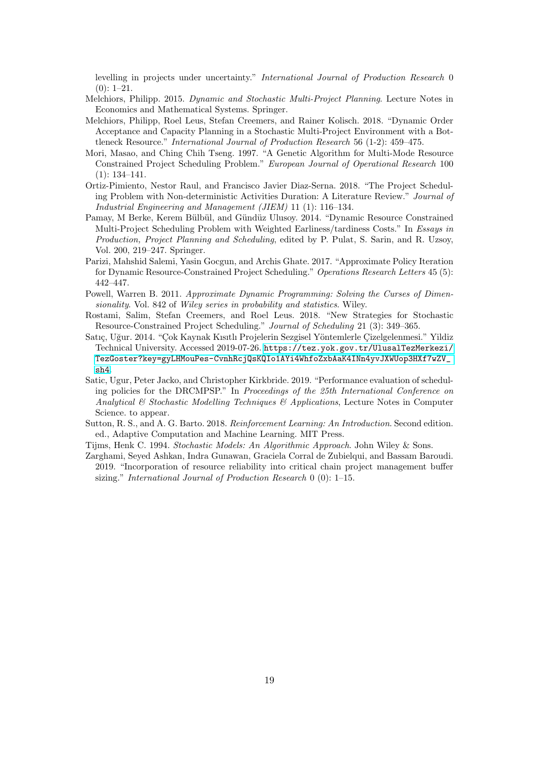levelling in projects under uncertainty." *International Journal of Production Research* 0 (0): 1–21.

Melchiors, Philipp. 2015. *Dynamic and Stochastic Multi-Project Planning*. Lecture Notes in Economics and Mathematical Systems. Springer.

Melchiors, Philipp, Roel Leus, Stefan Creemers, and Rainer Kolisch. 2018. "Dynamic Order Acceptance and Capacity Planning in a Stochastic Multi-Project Environment with a Bottleneck Resource." *International Journal of Production Research* 56 (1-2): 459–475.

Mori, Masao, and Ching Chih Tseng. 1997. "A Genetic Algorithm for Multi-Mode Resource Constrained Project Scheduling Problem." *European Journal of Operational Research* 100 (1): 134–141.

Ortiz-Pimiento, Nestor Raul, and Francisco Javier Diaz-Serna. 2018. "The Project Scheduling Problem with Non-deterministic Activities Duration: A Literature Review." *Journal of Industrial Engineering and Management (JIEM)* 11 (1): 116–134.

Pamay, M Berke, Kerem Bülbül, and Gündüz Ulusoy. 2014. "Dynamic Resource Constrained Multi-Project Scheduling Problem with Weighted Earliness/tardiness Costs." In *Essays in Production, Project Planning and Scheduling*, edited by P. Pulat, S. Sarin, and R. Uzsoy, Vol. 200, 219–247. Springer.

Parizi, Mahshid Salemi, Yasin Gocgun, and Archis Ghate. 2017. "Approximate Policy Iteration for Dynamic Resource-Constrained Project Scheduling." *Operations Research Letters* 45 (5): 442–447.

Powell, Warren B. 2011. *Approximate Dynamic Programming: Solving the Curses of Dimensionality*. Vol. 842 of *Wiley series in probability and statistics*. Wiley.

Rostami, Salim, Stefan Creemers, and Roel Leus. 2018. "New Strategies for Stochastic Resource-Constrained Project Scheduling." *Journal of Scheduling* 21 (3): 349–365.

Satıç, Uğur. 2014. "Çok Kaynak Kısıtlı Projelerin Sezgisel Yöntemlerle Çizelgelenmesi." Yildiz Technical University. Accessed 2019-07-26. https://tez.yok.gov.tr/UlusalTezMerkezi/TezGoster?key=gyLHMouPes-CvnhRcjQsKQIo1AYi4WhfoZxbAaK4INn4yvJXWUop3HXf7wZV_sh4.

Satic, Ugur, Peter Jacko, and Christopher Kirkbride. 2019. "Performance evaluation of scheduling policies for the DRCMPSP." In *Proceedings of the 25th International Conference on Analytical & Stochastic Modelling Techniques & Applications*, Lecture Notes in Computer Science. to appear.

Sutton, R. S., and A. G. Barto. 2018. *Reinforcement Learning: An Introduction*. Second edition. ed., Adaptive Computation and Machine Learning. MIT Press.

Tijms, Henk C. 1994. *Stochastic Models: An Algorithmic Approach*. John Wiley & Sons.

Zarghami, Seyed Ashkan, Indra Gunawan, Graciela Corral de Zubielqui, and Bassam Baroudi. 2019. "Incorporation of resource reliability into critical chain project management buffer sizing." *International Journal of Production Research* 0 (0): 1–15.